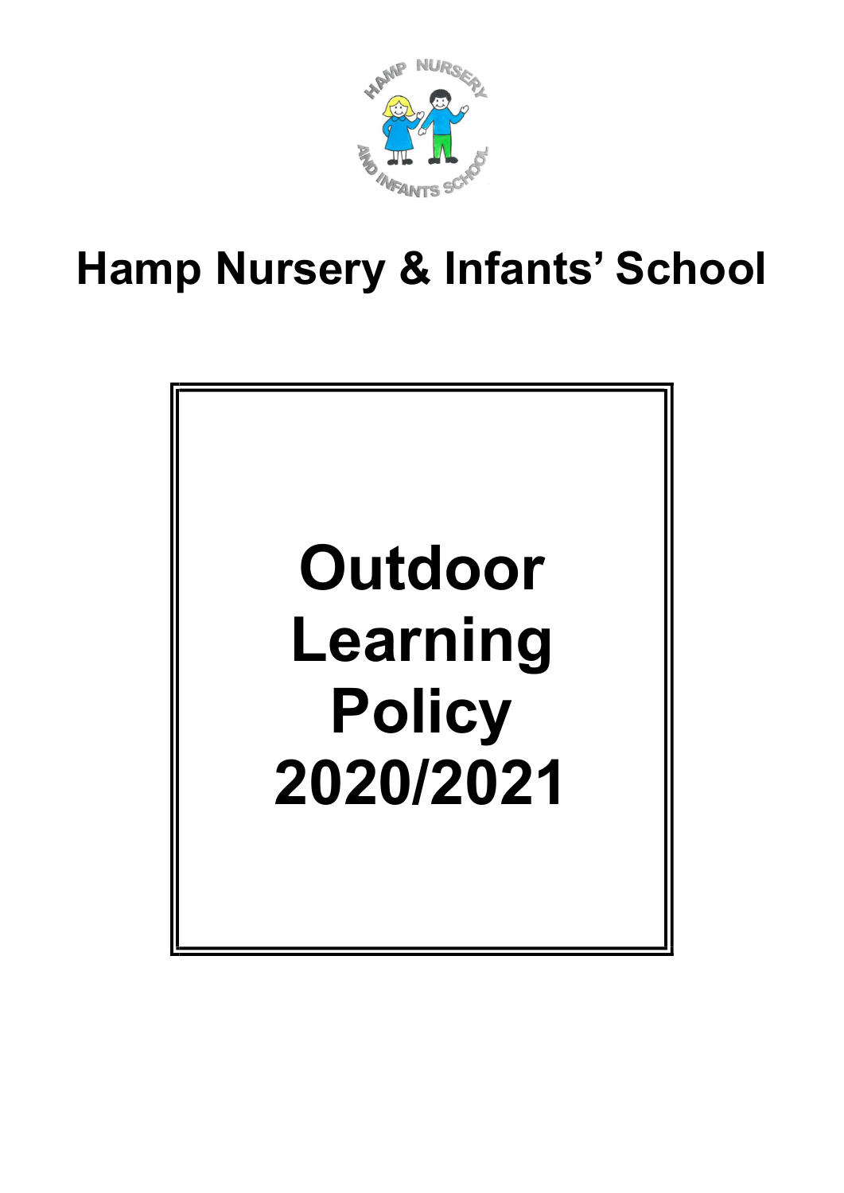# Hamp Nursery & Infants' School

# Outdoor Learning Policy 2020/2021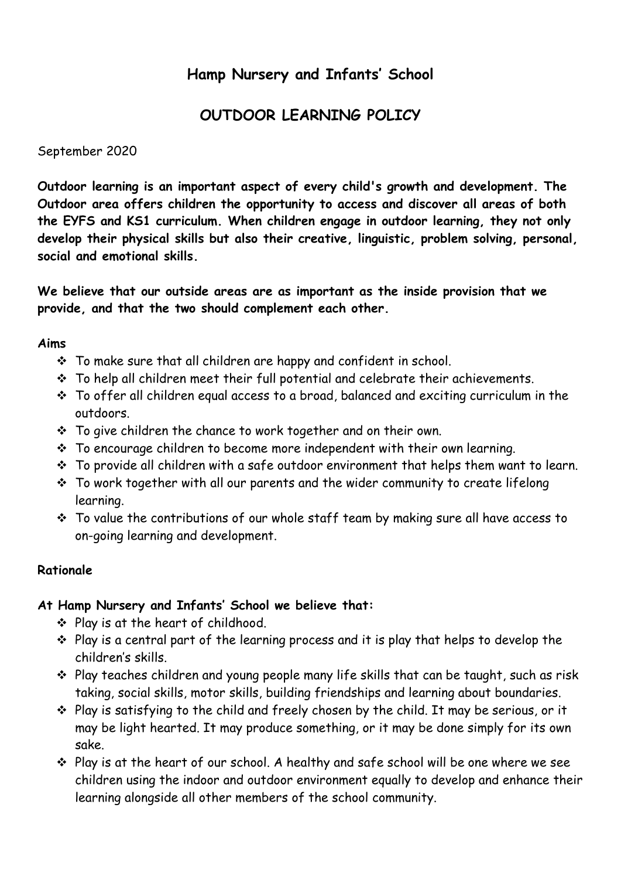# Hamp Nursery and Infants' School

## OUTDOOR LEARNING POLICY

September 2020

**Outdoor learning is an important aspect of every child's growth and development. The Outdoor area offers children the opportunity to access and discover all areas of both the EYFS and KS1 curriculum. When children engage in outdoor learning, they not only develop their physical skills but also their creative, linguistic, problem solving, personal, social and emotional skills.**

**We believe that our outside areas are as important as the inside provision that we provide, and that the two should complement each other.**

**Aims**

- To make sure that all children are happy and confident in school.
- To help all children meet their full potential and celebrate their achievements.
- To offer all children equal access to a broad, balanced and exciting curriculum in the outdoors.
- To give children the chance to work together and on their own.
- To encourage children to become more independent with their own learning.
- To provide all children with a safe outdoor environment that helps them want to learn.
- To work together with all our parents and the wider community to create lifelong learning.
- To value the contributions of our whole staff team by making sure all have access to on-going learning and development.

**Rationale**

**At Hamp Nursery and Infants' School we believe that:**

- Play is at the heart of childhood.
- Play is a central part of the learning process and it is play that helps to develop the children's skills.
- Play teaches children and young people many life skills that can be taught, such as risk taking, social skills, motor skills, building friendships and learning about boundaries.
- Play is satisfying to the child and freely chosen by the child. It may be serious, or it may be light hearted. It may produce something, or it may be done simply for its own sake.
- Play is at the heart of our school. A healthy and safe school will be one where we see children using the indoor and outdoor environment equally to develop and enhance their learning alongside all other members of the school community.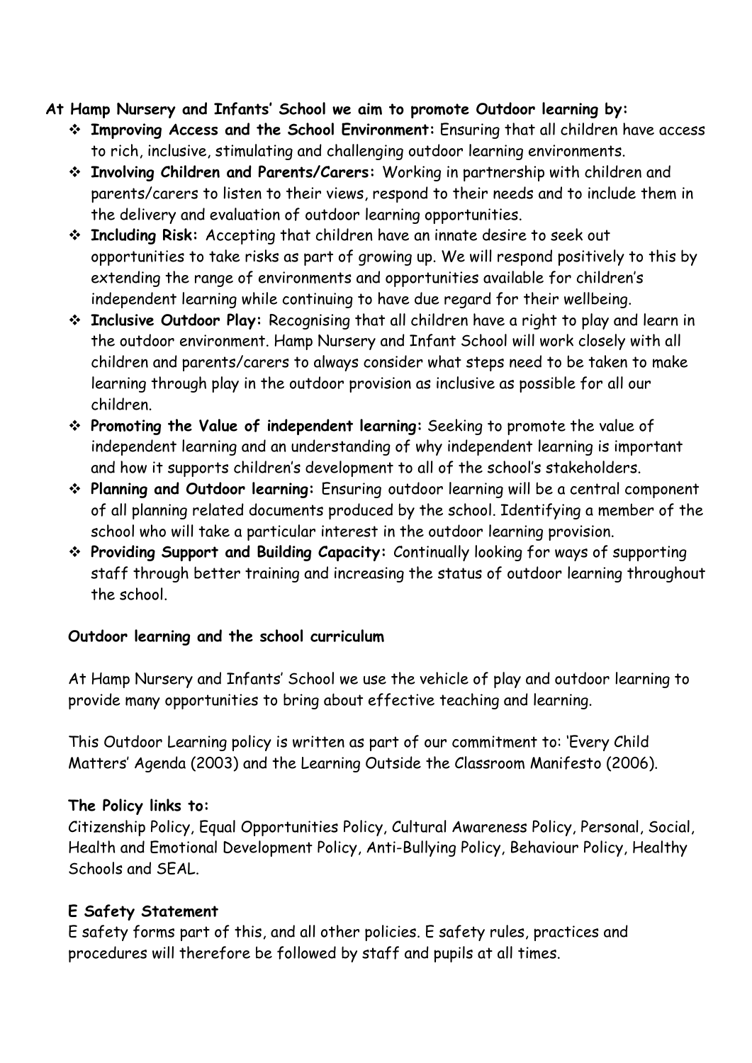**At Hamp Nursery and Infants' School we aim to promote Outdoor learning by:**

- **Improving Access and the School Environment:** Ensuring that all children have access to rich, inclusive, stimulating and challenging outdoor learning environments.
- **Involving Children and Parents/Carers:** Working in partnership with children and parents/carers to listen to their views, respond to their needs and to include them in the delivery and evaluation of outdoor learning opportunities.
- **Including Risk:** Accepting that children have an innate desire to seek out opportunities to take risks as part of growing up. We will respond positively to this by extending the range of environments and opportunities available for children's independent learning while continuing to have due regard for their wellbeing.
- **Inclusive Outdoor Play:** Recognising that all children have a right to play and learn in the outdoor environment. Hamp Nursery and Infant School will work closely with all children and parents/carers to always consider what steps need to be taken to make learning through play in the outdoor provision as inclusive as possible for all our children.
- **Promoting the Value of independent learning:** Seeking to promote the value of independent learning and an understanding of why independent learning is important and how it supports children's development to all of the school's stakeholders.
- **Planning and Outdoor learning:** Ensuring outdoor learning will be a central component of all planning related documents produced by the school. Identifying a member of the school who will take a particular interest in the outdoor learning provision.
- **Providing Support and Building Capacity:** Continually looking for ways of supporting staff through better training and increasing the status of outdoor learning throughout the school.

**Outdoor learning and the school curriculum**

At Hamp Nursery and Infants' School we use the vehicle of play and outdoor learning to provide many opportunities to bring about effective teaching and learning.

This Outdoor Learning policy is written as part of our commitment to: 'Every Child Matters' Agenda (2003) and the Learning Outside the Classroom Manifesto (2006).

**The Policy links to:**

Citizenship Policy, Equal Opportunities Policy, Cultural Awareness Policy, Personal, Social, Health and Emotional Development Policy, Anti-Bullying Policy, Behaviour Policy, Healthy Schools and SEAL.

**E Safety Statement**

E safety forms part of this, and all other policies. E safety rules, practices and procedures will therefore be followed by staff and pupils at all times.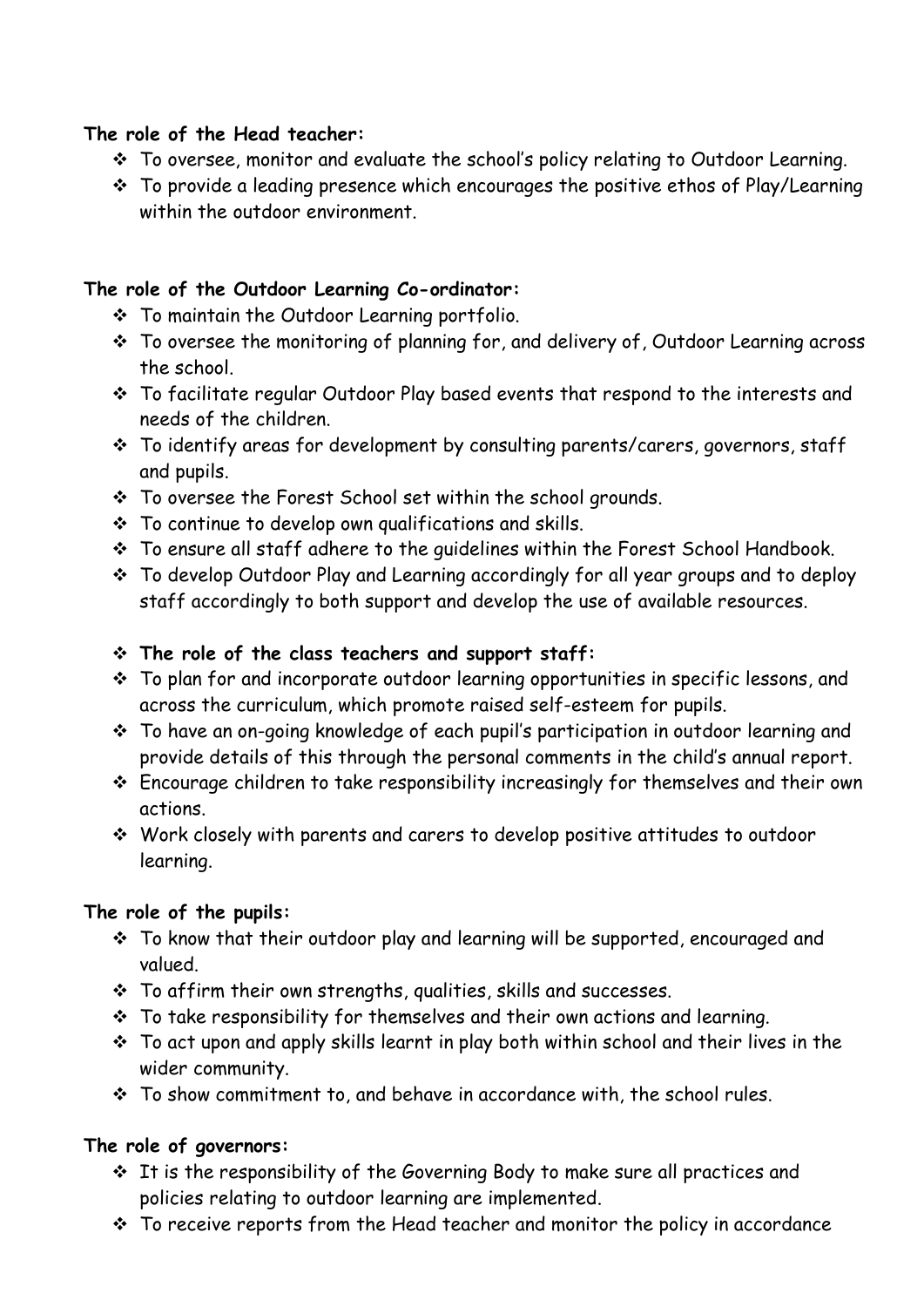**The role of the Head teacher:**

- To oversee, monitor and evaluate the school's policy relating to Outdoor Learning.
- To provide a leading presence which encourages the positive ethos of Play/Learning within the outdoor environment.

**The role of the Outdoor Learning Co-ordinator:**

- To maintain the Outdoor Learning portfolio.
- To oversee the monitoring of planning for, and delivery of, Outdoor Learning across the school.
- To facilitate regular Outdoor Play based events that respond to the interests and needs of the children.
- To identify areas for development by consulting parents/carers, governors, staff and pupils.
- To oversee the Forest School set within the school grounds.
- To continue to develop own qualifications and skills.
- To ensure all staff adhere to the guidelines within the Forest School Handbook.
- To develop Outdoor Play and Learning accordingly for all year groups and to deploy staff accordingly to both support and develop the use of available resources.

- **The role of the class teachers and support staff:**
- To plan for and incorporate outdoor learning opportunities in specific lessons, and across the curriculum, which promote raised self-esteem for pupils.
- To have an on-going knowledge of each pupil's participation in outdoor learning and provide details of this through the personal comments in the child's annual report.
- Encourage children to take responsibility increasingly for themselves and their own actions.
- Work closely with parents and carers to develop positive attitudes to outdoor learning.

**The role of the pupils:**

- To know that their outdoor play and learning will be supported, encouraged and valued.
- To affirm their own strengths, qualities, skills and successes.
- To take responsibility for themselves and their own actions and learning.
- To act upon and apply skills learnt in play both within school and their lives in the wider community.
- To show commitment to, and behave in accordance with, the school rules.

**The role of governors:**

- It is the responsibility of the Governing Body to make sure all practices and policies relating to outdoor learning are implemented.
- To receive reports from the Head teacher and monitor the policy in accordance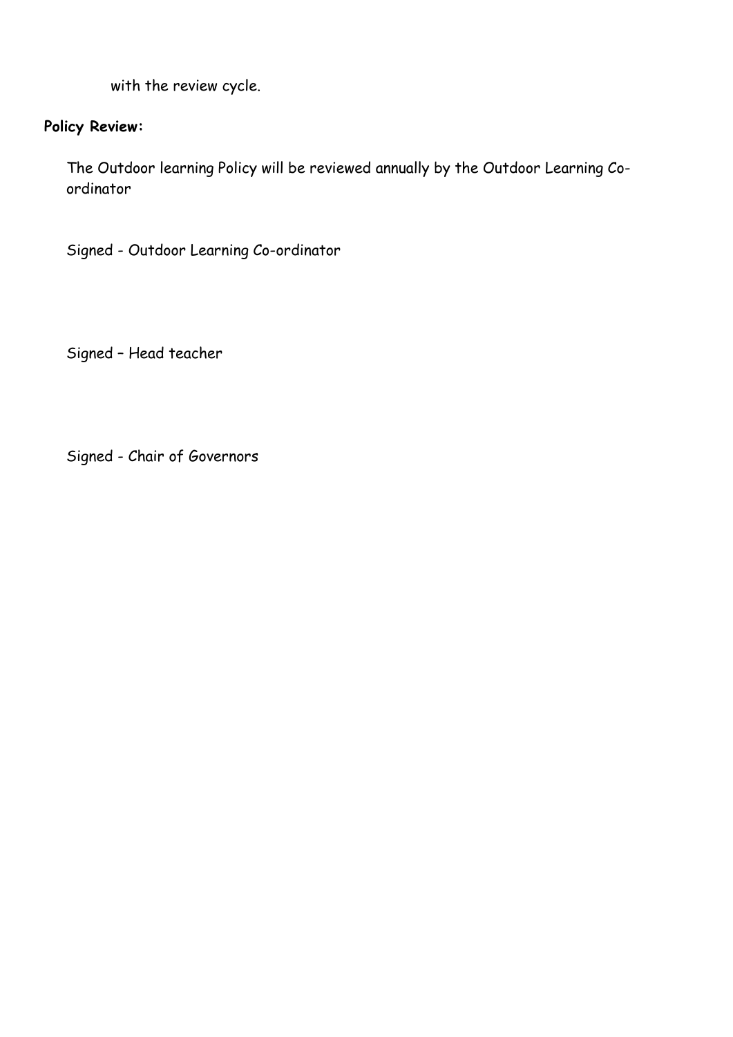with the review cycle.

**Policy Review:**

The Outdoor learning Policy will be reviewed annually by the Outdoor Learning Co-ordinator

Signed - Outdoor Learning Co-ordinator

Signed – Head teacher

Signed - Chair of Governors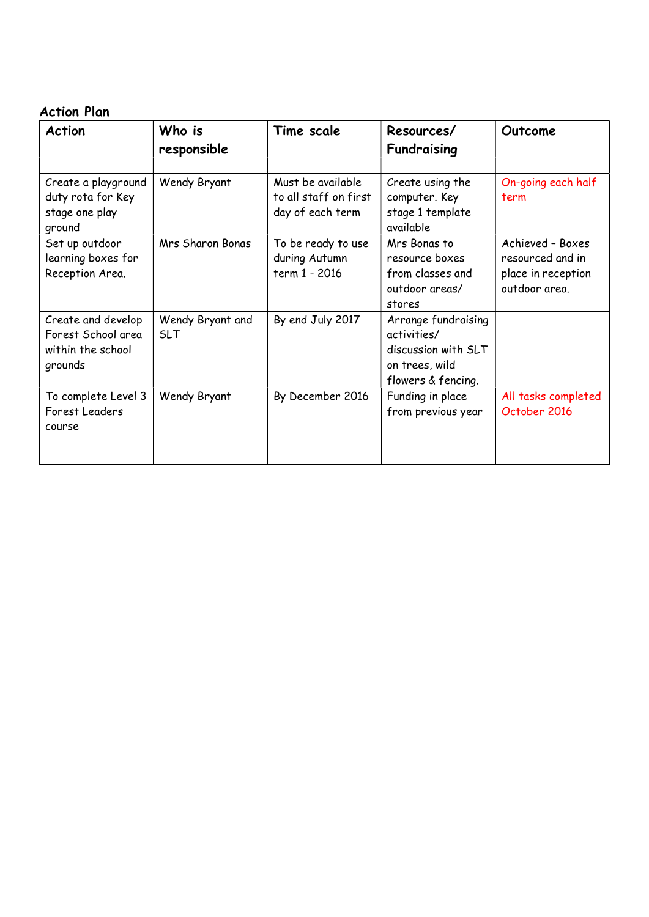**Action Plan**

| Action | Who is responsible | Time scale | Resources/ Fundraising | Outcome |
|---|---|---|---|---|
| | | | | |
| Create a playground duty rota for Key stage one play ground | Wendy Bryant | Must be available to all staff on first day of each term | Create using the computer. Key stage 1 template available | On-going each half term |
| Set up outdoor learning boxes for Reception Area. | Mrs Sharon Bonas | To be ready to use during Autumn term 1 - 2016 | Mrs Bonas to resource boxes from classes and outdoor areas/ stores | Achieved – Boxes resourced and in place in reception outdoor area. |
| Create and develop Forest School area within the school grounds | Wendy Bryant and SLT | By end July 2017 | Arrange fundraising activities/ discussion with SLT on trees, wild flowers & fencing. | |
| To complete Level 3 Forest Leaders course | Wendy Bryant | By December 2016 | Funding in place from previous year | All tasks completed October 2016 |